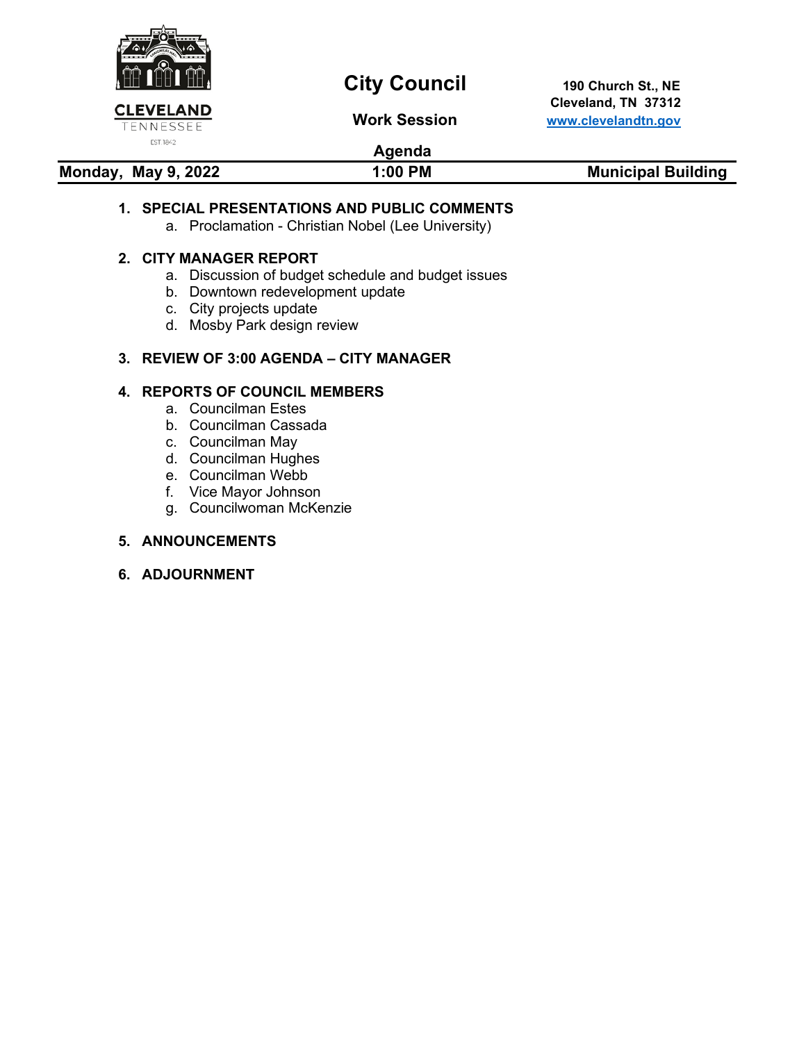CLEVELAND
TENNESSEE
EST. 1842

# City Council

## Work Session

190 Church St., NE
Cleveland, TN 37312
www.clevelandtn.gov

## Agenda

**Monday, May 9, 2022** | **1:00 PM** | **Municipal Building**

1. **SPECIAL PRESENTATIONS AND PUBLIC COMMENTS**
   a. Proclamation - Christian Nobel (Lee University)

2. **CITY MANAGER REPORT**
   a. Discussion of budget schedule and budget issues
   b. Downtown redevelopment update
   c. City projects update
   d. Mosby Park design review

3. **REVIEW OF 3:00 AGENDA – CITY MANAGER**

4. **REPORTS OF COUNCIL MEMBERS**
   a. Councilman Estes
   b. Councilman Cassada
   c. Councilman May
   d. Councilman Hughes
   e. Councilman Webb
   f. Vice Mayor Johnson
   g. Councilwoman McKenzie

5. **ANNOUNCEMENTS**

6. **ADJOURNMENT**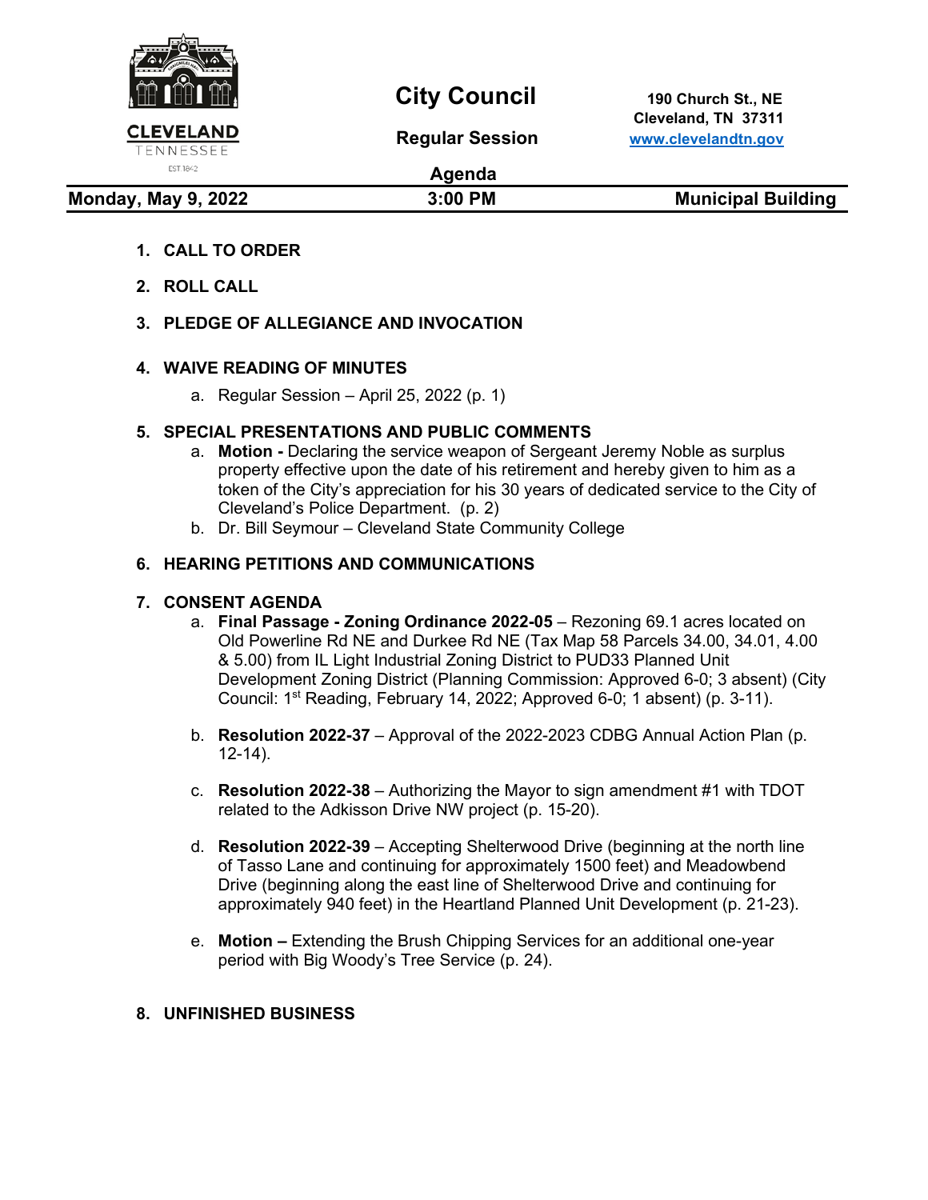**CLEVELAND**
TENNESSEE
EST 1842

# City Council

**Regular Session**

**Agenda**

**190 Church St., NE**
**Cleveland, TN 37311**
**www.clevelandtn.gov**

| **Monday, May 9, 2022** | **3:00 PM** | **Municipal Building** |
|---|---|---|

1. **CALL TO ORDER**

2. **ROLL CALL**

3. **PLEDGE OF ALLEGIANCE AND INVOCATION**

4. **WAIVE READING OF MINUTES**
   a. Regular Session – April 25, 2022 (p. 1)

5. **SPECIAL PRESENTATIONS AND PUBLIC COMMENTS**
   a. **Motion -** Declaring the service weapon of Sergeant Jeremy Noble as surplus property effective upon the date of his retirement and hereby given to him as a token of the City's appreciation for his 30 years of dedicated service to the City of Cleveland's Police Department. (p. 2)
   b. Dr. Bill Seymour – Cleveland State Community College

6. **HEARING PETITIONS AND COMMUNICATIONS**

7. **CONSENT AGENDA**
   a. **Final Passage - Zoning Ordinance 2022-05** – Rezoning 69.1 acres located on Old Powerline Rd NE and Durkee Rd NE (Tax Map 58 Parcels 34.00, 34.01, 4.00 & 5.00) from IL Light Industrial Zoning District to PUD33 Planned Unit Development Zoning District (Planning Commission: Approved 6-0; 3 absent) (City Council: 1st Reading, February 14, 2022; Approved 6-0; 1 absent) (p. 3-11).

   b. **Resolution 2022-37** – Approval of the 2022-2023 CDBG Annual Action Plan (p. 12-14).

   c. **Resolution 2022-38** – Authorizing the Mayor to sign amendment #1 with TDOT related to the Adkisson Drive NW project (p. 15-20).

   d. **Resolution 2022-39** – Accepting Shelterwood Drive (beginning at the north line of Tasso Lane and continuing for approximately 1500 feet) and Meadowbend Drive (beginning along the east line of Shelterwood Drive and continuing for approximately 940 feet) in the Heartland Planned Unit Development (p. 21-23).

   e. **Motion –** Extending the Brush Chipping Services for an additional one-year period with Big Woody's Tree Service (p. 24).

8. **UNFINISHED BUSINESS**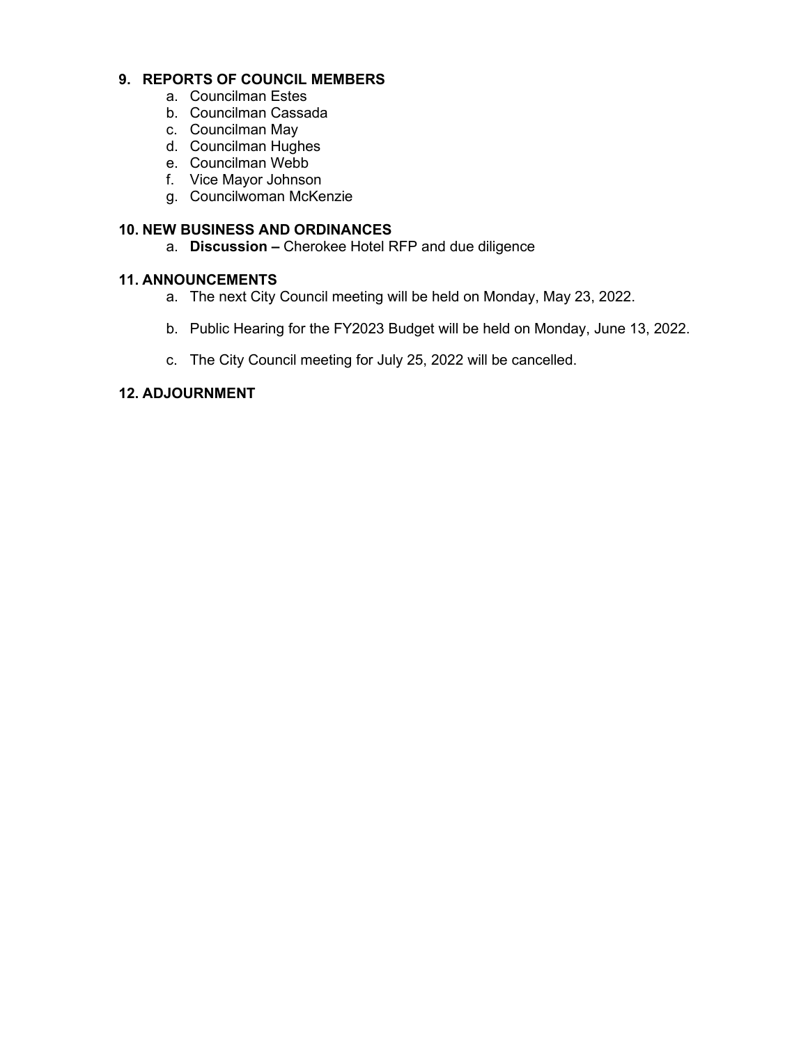## 9. REPORTS OF COUNCIL MEMBERS

a. Councilman Estes
b. Councilman Cassada
c. Councilman May
d. Councilman Hughes
e. Councilman Webb
f. Vice Mayor Johnson
g. Councilwoman McKenzie

## 10. NEW BUSINESS AND ORDINANCES

a. **Discussion –** Cherokee Hotel RFP and due diligence

## 11. ANNOUNCEMENTS

a. The next City Council meeting will be held on Monday, May 23, 2022.

b. Public Hearing for the FY2023 Budget will be held on Monday, June 13, 2022.

c. The City Council meeting for July 25, 2022 will be cancelled.

## 12. ADJOURNMENT